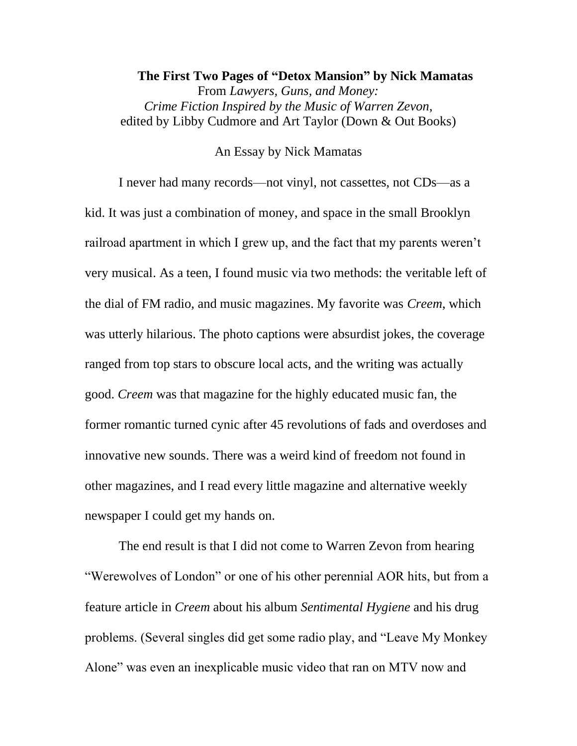**The First Two Pages of "Detox Mansion" by Nick Mamatas**
From *Lawyers, Guns, and Money: Crime Fiction Inspired by the Music of Warren Zevon*, edited by Libby Cudmore and Art Taylor (Down & Out Books)

An Essay by Nick Mamatas

I never had many records—not vinyl, not cassettes, not CDs—as a kid. It was just a combination of money, and space in the small Brooklyn railroad apartment in which I grew up, and the fact that my parents weren't very musical. As a teen, I found music via two methods: the veritable left of the dial of FM radio, and music magazines. My favorite was *Creem*, which was utterly hilarious. The photo captions were absurdist jokes, the coverage ranged from top stars to obscure local acts, and the writing was actually good. *Creem* was that magazine for the highly educated music fan, the former romantic turned cynic after 45 revolutions of fads and overdoses and innovative new sounds. There was a weird kind of freedom not found in other magazines, and I read every little magazine and alternative weekly newspaper I could get my hands on.

The end result is that I did not come to Warren Zevon from hearing "Werewolves of London" or one of his other perennial AOR hits, but from a feature article in *Creem* about his album *Sentimental Hygiene* and his drug problems. (Several singles did get some radio play, and "Leave My Monkey Alone" was even an inexplicable music video that ran on MTV now and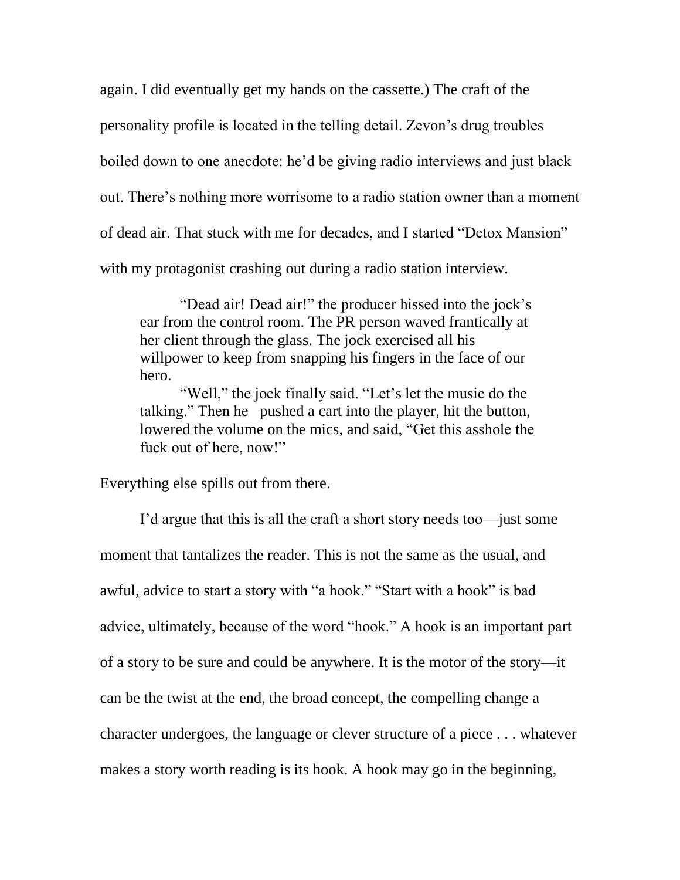again. I did eventually get my hands on the cassette.) The craft of the personality profile is located in the telling detail. Zevon's drug troubles boiled down to one anecdote: he'd be giving radio interviews and just black out. There's nothing more worrisome to a radio station owner than a moment of dead air. That stuck with me for decades, and I started "Detox Mansion" with my protagonist crashing out during a radio station interview.

> "Dead air! Dead air!" the producer hissed into the jock's ear from the control room. The PR person waved frantically at her client through the glass. The jock exercised all his willpower to keep from snapping his fingers in the face of our hero.
>
> "Well," the jock finally said. "Let's let the music do the talking." Then he pushed a cart into the player, hit the button, lowered the volume on the mics, and said, "Get this asshole the fuck out of here, now!"

Everything else spills out from there.

I'd argue that this is all the craft a short story needs too—just some moment that tantalizes the reader. This is not the same as the usual, and awful, advice to start a story with "a hook." "Start with a hook" is bad advice, ultimately, because of the word "hook." A hook is an important part of a story to be sure and could be anywhere. It is the motor of the story—it can be the twist at the end, the broad concept, the compelling change a character undergoes, the language or clever structure of a piece . . . whatever makes a story worth reading is its hook. A hook may go in the beginning,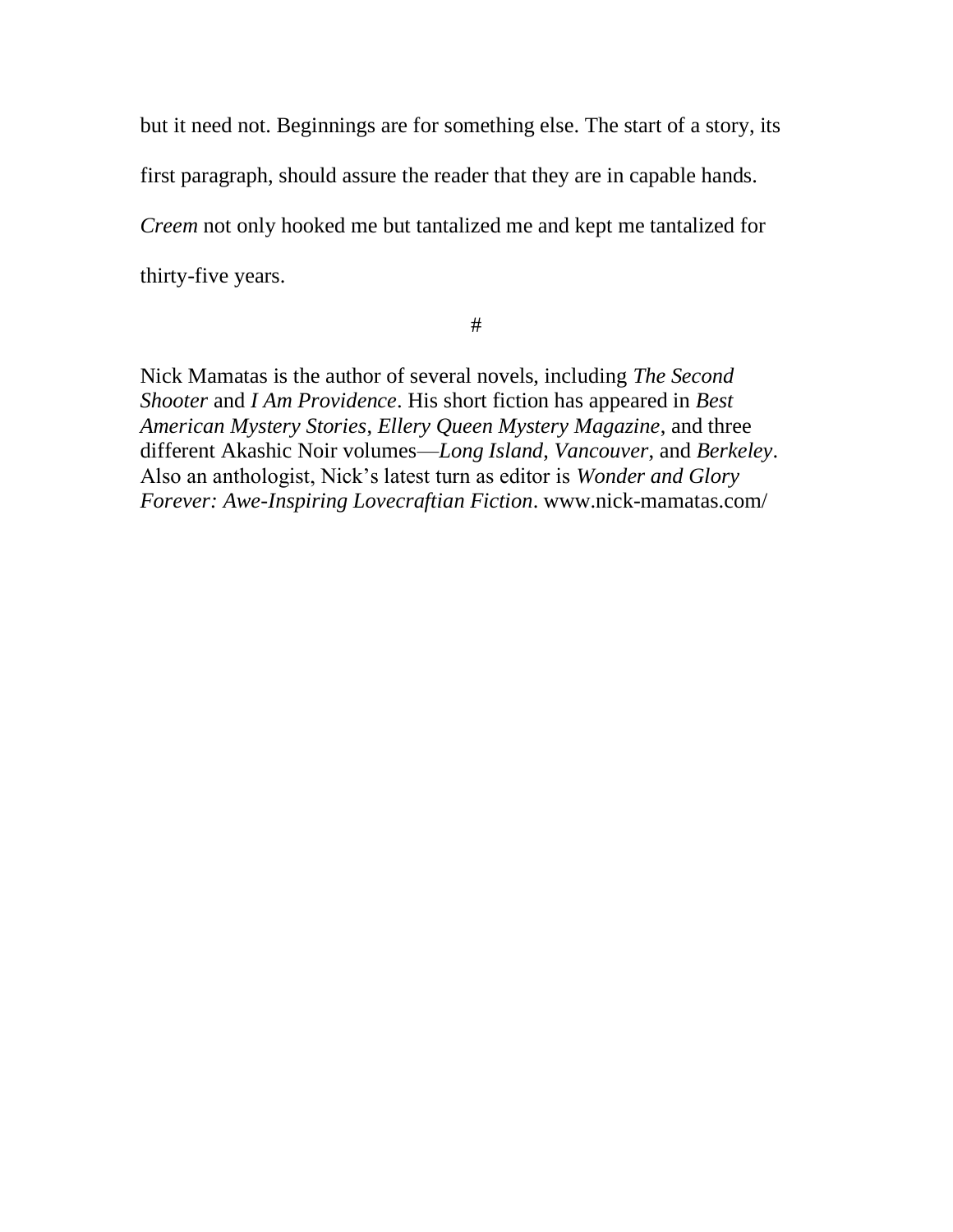but it need not. Beginnings are for something else. The start of a story, its first paragraph, should assure the reader that they are in capable hands. *Creem* not only hooked me but tantalized me and kept me tantalized for thirty-five years.

#

Nick Mamatas is the author of several novels, including *The Second Shooter* and *I Am Providence*. His short fiction has appeared in *Best American Mystery Stories*, *Ellery Queen Mystery Magazine*, and three different Akashic Noir volumes—*Long Island*, *Vancouver*, and *Berkeley*. Also an anthologist, Nick's latest turn as editor is *Wonder and Glory Forever: Awe-Inspiring Lovecraftian Fiction*. www.nick-mamatas.com/